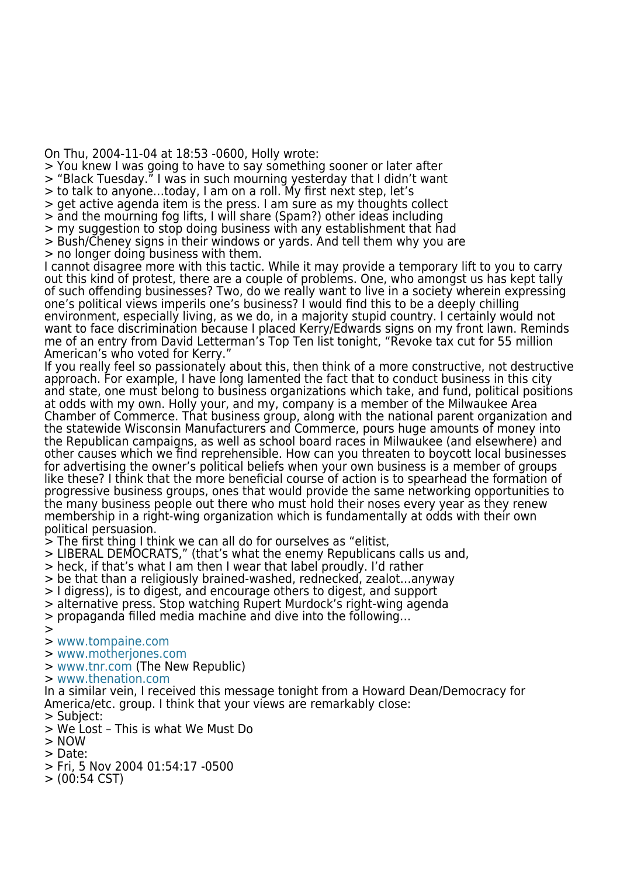On Thu, 2004-11-04 at 18:53 -0600, Holly wrote:

> You knew I was going to have to say something sooner or later after
> "Black Tuesday." I was in such mourning yesterday that I didn't want
> to talk to anyone…today, I am on a roll. My first next step, let's
> get active agenda item is the press. I am sure as my thoughts collect
> and the mourning fog lifts, I will share (Spam?) other ideas including
> my suggestion to stop doing business with any establishment that had
> Bush/Cheney signs in their windows or yards. And tell them why you are
> no longer doing business with them.

I cannot disagree more with this tactic. While it may provide a temporary lift to you to carry out this kind of protest, there are a couple of problems. One, who amongst us has kept tally of such offending businesses? Two, do we really want to live in a society wherein expressing one's political views imperils one's business? I would find this to be a deeply chilling environment, especially living, as we do, in a majority stupid country. I certainly would not want to face discrimination because I placed Kerry/Edwards signs on my front lawn. Reminds me of an entry from David Letterman's Top Ten list tonight, "Revoke tax cut for 55 million American's who voted for Kerry."

If you really feel so passionately about this, then think of a more constructive, not destructive approach. For example, I have long lamented the fact that to conduct business in this city and state, one must belong to business organizations which take, and fund, political positions at odds with my own. Holly your, and my, company is a member of the Milwaukee Area Chamber of Commerce. That business group, along with the national parent organization and the statewide Wisconsin Manufacturers and Commerce, pours huge amounts of money into the Republican campaigns, as well as school board races in Milwaukee (and elsewhere) and other causes which we find reprehensible. How can you threaten to boycott local businesses for advertising the owner's political beliefs when your own business is a member of groups like these? I think that the more beneficial course of action is to spearhead the formation of progressive business groups, ones that would provide the same networking opportunities to the many business people out there who must hold their noses every year as they renew membership in a right-wing organization which is fundamentally at odds with their own political persuasion.

> The first thing I think we can all do for ourselves as "elitist,
> LIBERAL DEMOCRATS," (that's what the enemy Republicans calls us and,
> heck, if that's what I am then I wear that label proudly. I'd rather
> be that than a religiously brained-washed, rednecked, zealot…anyway
> I digress), is to digest, and encourage others to digest, and support
> alternative press. Stop watching Rupert Murdock's right-wing agenda
> propaganda filled media machine and dive into the following…
>
> www.tompaine.com
> www.motherjones.com
> www.tnr.com (The New Republic)
> www.thenation.com

In a similar vein, I received this message tonight from a Howard Dean/Democracy for America/etc. group. I think that your views are remarkably close:

> Subject:
> We Lost – This is what We Must Do
> NOW
> Date:
> Fri, 5 Nov 2004 01:54:17 -0500
> (00:54 CST)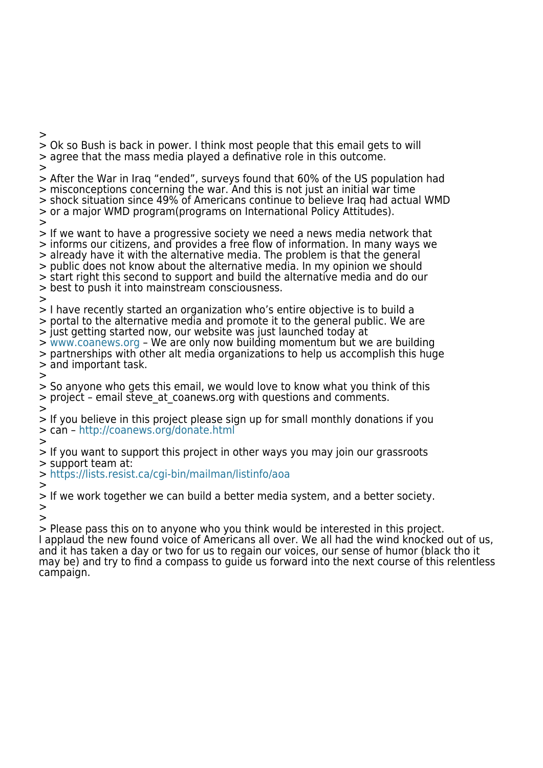>
> Ok so Bush is back in power. I think most people that this email gets to will
> agree that the mass media played a definative role in this outcome.
>
> After the War in Iraq “ended”, surveys found that 60% of the US population had
> misconceptions concerning the war. And this is not just an initial war time
> shock situation since 49% of Americans continue to believe Iraq had actual WMD
> or a major WMD program(programs on International Policy Attitudes).
>
> If we want to have a progressive society we need a news media network that
> informs our citizens, and provides a free flow of information. In many ways we
> already have it with the alternative media. The problem is that the general
> public does not know about the alternative media. In my opinion we should
> start right this second to support and build the alternative media and do our
> best to push it into mainstream consciousness.
>
> I have recently started an organization who’s entire objective is to build a
> portal to the alternative media and promote it to the general public. We are
> just getting started now, our website was just launched today at
> www.coanews.org – We are only now building momentum but we are building
> partnerships with other alt media organizations to help us accomplish this huge
> and important task.
>
> So anyone who gets this email, we would love to know what you think of this
> project – email steve_at_coanews.org with questions and comments.
>
> If you believe in this project please sign up for small monthly donations if you
> can – http://coanews.org/donate.html
>
> If you want to support this project in other ways you may join our grassroots
> support team at:
> https://lists.resist.ca/cgi-bin/mailman/listinfo/aoa
>
> If we work together we can build a better media system, and a better society.
>
>
> Please pass this on to anyone who you think would be interested in this project.

I applaud the new found voice of Americans all over. We all had the wind knocked out of us, and it has taken a day or two for us to regain our voices, our sense of humor (black tho it may be) and try to find a compass to guide us forward into the next course of this relentless campaign.